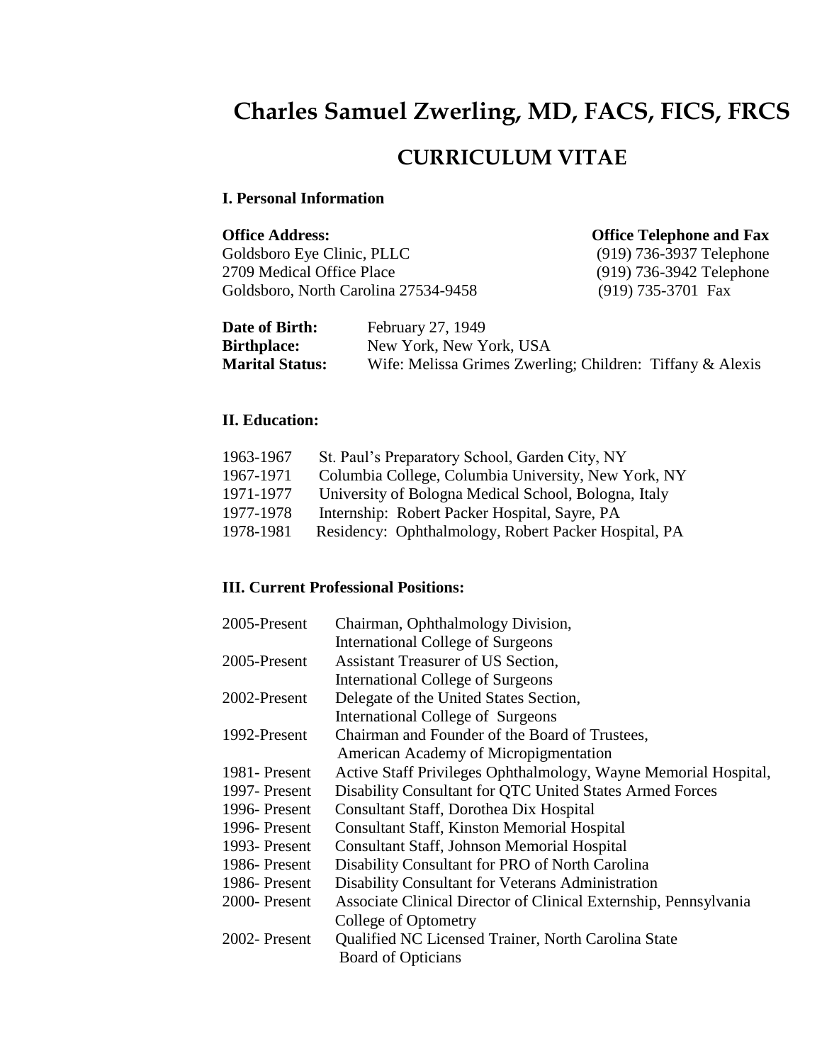# Charles Samuel Zwerling, MD, FACS, FICS, FRCS

## CURRICULUM VITAE

### I. Personal Information

**Office Address:**
Goldsboro Eye Clinic, PLLC
2709 Medical Office Place
Goldsboro, North Carolina 27534-9458

**Office Telephone and Fax**
(919) 736-3937 Telephone
(919) 736-3942 Telephone
(919) 735-3701 Fax

**Date of Birth:** February 27, 1949
**Birthplace:** New York, New York, USA
**Marital Status:** Wife: Melissa Grimes Zwerling; Children: Tiffany & Alexis

### II. Education:

| | |
|---|---|
| 1963-1967 | St. Paul's Preparatory School, Garden City, NY |
| 1967-1971 | Columbia College, Columbia University, New York, NY |
| 1971-1977 | University of Bologna Medical School, Bologna, Italy |
| 1977-1978 | Internship: Robert Packer Hospital, Sayre, PA |
| 1978-1981 | Residency: Ophthalmology, Robert Packer Hospital, PA |

### III. Current Professional Positions:

| | |
|---|---|
| 2005-Present | Chairman, Ophthalmology Division, International College of Surgeons |
| 2005-Present | Assistant Treasurer of US Section, International College of Surgeons |
| 2002-Present | Delegate of the United States Section, International College of Surgeons |
| 1992-Present | Chairman and Founder of the Board of Trustees, American Academy of Micropigmentation |
| 1981- Present | Active Staff Privileges Ophthalmology, Wayne Memorial Hospital, |
| 1997- Present | Disability Consultant for QTC United States Armed Forces |
| 1996- Present | Consultant Staff, Dorothea Dix Hospital |
| 1996- Present | Consultant Staff, Kinston Memorial Hospital |
| 1993- Present | Consultant Staff, Johnson Memorial Hospital |
| 1986- Present | Disability Consultant for PRO of North Carolina |
| 1986- Present | Disability Consultant for Veterans Administration |
| 2000- Present | Associate Clinical Director of Clinical Externship, Pennsylvania College of Optometry |
| 2002- Present | Qualified NC Licensed Trainer, North Carolina State Board of Opticians |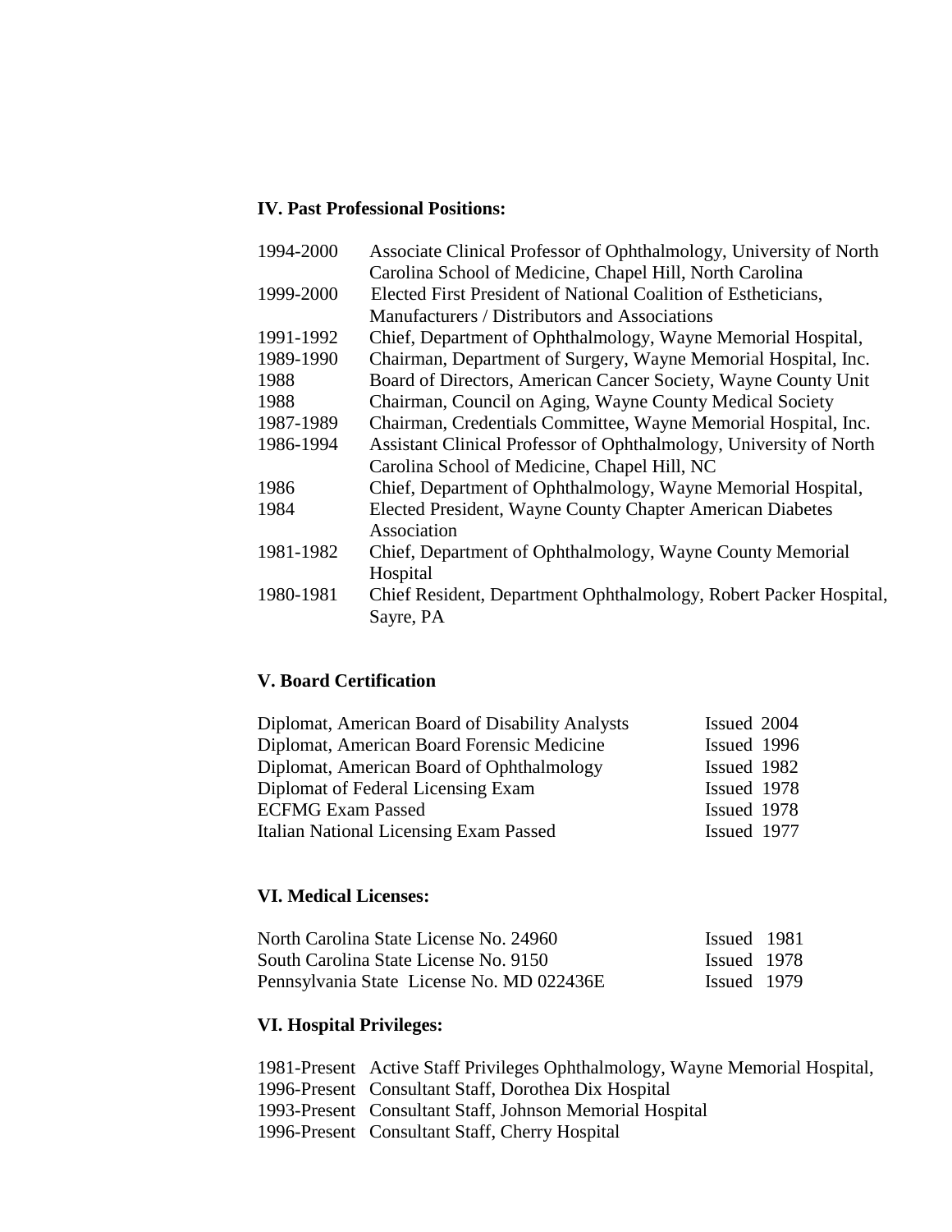## IV. Past Professional Positions:

| | |
|---|---|
| 1994-2000 | Associate Clinical Professor of Ophthalmology, University of North Carolina School of Medicine, Chapel Hill, North Carolina |
| 1999-2000 | Elected First President of National Coalition of Estheticians, Manufacturers / Distributors and Associations |
| 1991-1992 | Chief, Department of Ophthalmology, Wayne Memorial Hospital, |
| 1989-1990 | Chairman, Department of Surgery, Wayne Memorial Hospital, Inc. |
| 1988 | Board of Directors, American Cancer Society, Wayne County Unit |
| 1988 | Chairman, Council on Aging, Wayne County Medical Society |
| 1987-1989 | Chairman, Credentials Committee, Wayne Memorial Hospital, Inc. |
| 1986-1994 | Assistant Clinical Professor of Ophthalmology, University of North Carolina School of Medicine, Chapel Hill, NC |
| 1986 | Chief, Department of Ophthalmology, Wayne Memorial Hospital, |
| 1984 | Elected President, Wayne County Chapter American Diabetes Association |
| 1981-1982 | Chief, Department of Ophthalmology, Wayne County Memorial Hospital |
| 1980-1981 | Chief Resident, Department Ophthalmology, Robert Packer Hospital, Sayre, PA |

## V. Board Certification

| | |
|---|---|
| Diplomat, American Board of Disability Analysts | Issued 2004 |
| Diplomat, American Board Forensic Medicine | Issued 1996 |
| Diplomat, American Board of Ophthalmology | Issued 1982 |
| Diplomat of Federal Licensing Exam | Issued 1978 |
| ECFMG Exam Passed | Issued 1978 |
| Italian National Licensing Exam Passed | Issued 1977 |

## VI. Medical Licenses:

| | |
|---|---|
| North Carolina State License No. 24960 | Issued 1981 |
| South Carolina State License No. 9150 | Issued 1978 |
| Pennsylvania State License No. MD 022436E | Issued 1979 |

## VI. Hospital Privileges:

| | |
|---|---|
| 1981-Present | Active Staff Privileges Ophthalmology, Wayne Memorial Hospital, |
| 1996-Present | Consultant Staff, Dorothea Dix Hospital |
| 1993-Present | Consultant Staff, Johnson Memorial Hospital |
| 1996-Present | Consultant Staff, Cherry Hospital |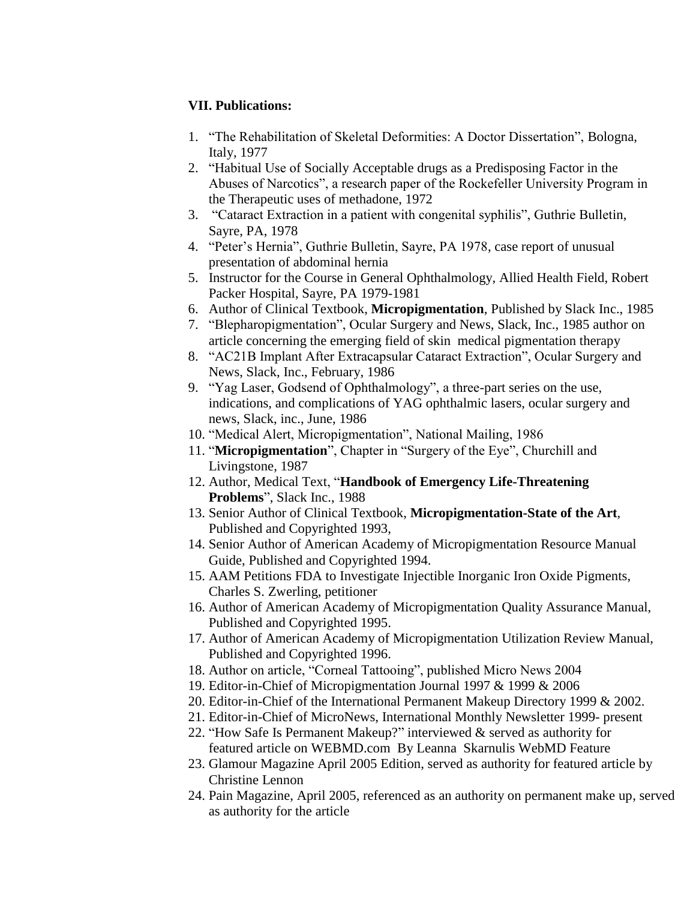**VII. Publications:**

1. "The Rehabilitation of Skeletal Deformities: A Doctor Dissertation", Bologna, Italy, 1977
2. "Habitual Use of Socially Acceptable drugs as a Predisposing Factor in the Abuses of Narcotics", a research paper of the Rockefeller University Program in the Therapeutic uses of methadone, 1972
3. "Cataract Extraction in a patient with congenital syphilis", Guthrie Bulletin, Sayre, PA, 1978
4. "Peter's Hernia", Guthrie Bulletin, Sayre, PA 1978, case report of unusual presentation of abdominal hernia
5. Instructor for the Course in General Ophthalmology, Allied Health Field, Robert Packer Hospital, Sayre, PA 1979-1981
6. Author of Clinical Textbook, **Micropigmentation**, Published by Slack Inc., 1985
7. "Blepharopigmentation", Ocular Surgery and News, Slack, Inc., 1985 author on article concerning the emerging field of skin medical pigmentation therapy
8. "AC21B Implant After Extracapsular Cataract Extraction", Ocular Surgery and News, Slack, Inc., February, 1986
9. "Yag Laser, Godsend of Ophthalmology", a three-part series on the use, indications, and complications of YAG ophthalmic lasers, ocular surgery and news, Slack, inc., June, 1986
10. "Medical Alert, Micropigmentation", National Mailing, 1986
11. "**Micropigmentation**", Chapter in "Surgery of the Eye", Churchill and Livingstone, 1987
12. Author, Medical Text, "**Handbook of Emergency Life-Threatening Problems**", Slack Inc., 1988
13. Senior Author of Clinical Textbook, **Micropigmentation-State of the Art**, Published and Copyrighted 1993,
14. Senior Author of American Academy of Micropigmentation Resource Manual Guide, Published and Copyrighted 1994.
15. AAM Petitions FDA to Investigate Injectible Inorganic Iron Oxide Pigments, Charles S. Zwerling, petitioner
16. Author of American Academy of Micropigmentation Quality Assurance Manual, Published and Copyrighted 1995.
17. Author of American Academy of Micropigmentation Utilization Review Manual, Published and Copyrighted 1996.
18. Author on article, "Corneal Tattooing", published Micro News 2004
19. Editor-in-Chief of Micropigmentation Journal 1997 & 1999 & 2006
20. Editor-in-Chief of the International Permanent Makeup Directory 1999 & 2002.
21. Editor-in-Chief of MicroNews, International Monthly Newsletter 1999- present
22. "How Safe Is Permanent Makeup?" interviewed & served as authority for featured article on WEBMD.com By Leanna Skarnulis WebMD Feature
23. Glamour Magazine April 2005 Edition, served as authority for featured article by Christine Lennon
24. Pain Magazine, April 2005, referenced as an authority on permanent make up, served as authority for the article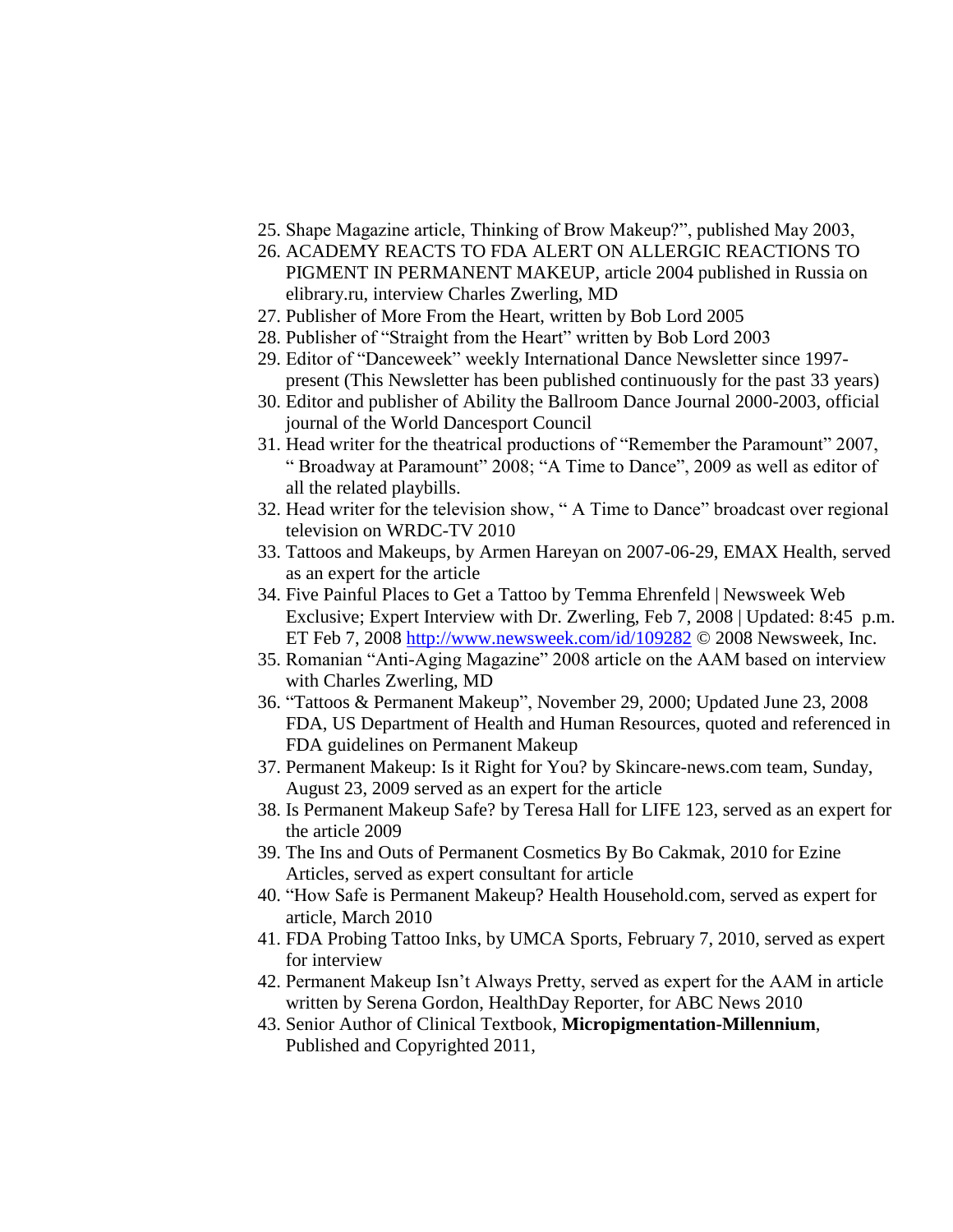25. Shape Magazine article, Thinking of Brow Makeup?", published May 2003,
26. ACADEMY REACTS TO FDA ALERT ON ALLERGIC REACTIONS TO PIGMENT IN PERMANENT MAKEUP, article 2004 published in Russia on elibrary.ru, interview Charles Zwerling, MD
27. Publisher of More From the Heart, written by Bob Lord 2005
28. Publisher of "Straight from the Heart" written by Bob Lord 2003
29. Editor of "Danceweek" weekly International Dance Newsletter since 1997-present (This Newsletter has been published continuously for the past 33 years)
30. Editor and publisher of Ability the Ballroom Dance Journal 2000-2003, official journal of the World Dancesport Council
31. Head writer for the theatrical productions of "Remember the Paramount" 2007, " Broadway at Paramount" 2008; "A Time to Dance", 2009 as well as editor of all the related playbills.
32. Head writer for the television show, " A Time to Dance" broadcast over regional television on WRDC-TV 2010
33. Tattoos and Makeups, by Armen Hareyan on 2007-06-29, EMAX Health, served as an expert for the article
34. Five Painful Places to Get a Tattoo by Temma Ehrenfeld | Newsweek Web Exclusive; Expert Interview with Dr. Zwerling, Feb 7, 2008 | Updated: 8:45 p.m. ET Feb 7, 2008 http://www.newsweek.com/id/109282 © 2008 Newsweek, Inc.
35. Romanian "Anti-Aging Magazine" 2008 article on the AAM based on interview with Charles Zwerling, MD
36. "Tattoos & Permanent Makeup", November 29, 2000; Updated June 23, 2008 FDA, US Department of Health and Human Resources, quoted and referenced in FDA guidelines on Permanent Makeup
37. Permanent Makeup: Is it Right for You? by Skincare-news.com team, Sunday, August 23, 2009 served as an expert for the article
38. Is Permanent Makeup Safe? by Teresa Hall for LIFE 123, served as an expert for the article 2009
39. The Ins and Outs of Permanent Cosmetics By Bo Cakmak, 2010 for Ezine Articles, served as expert consultant for article
40. "How Safe is Permanent Makeup? Health Household.com, served as expert for article, March 2010
41. FDA Probing Tattoo Inks, by UMCA Sports, February 7, 2010, served as expert for interview
42. Permanent Makeup Isn't Always Pretty, served as expert for the AAM in article written by Serena Gordon, HealthDay Reporter, for ABC News 2010
43. Senior Author of Clinical Textbook, **Micropigmentation-Millennium**, Published and Copyrighted 2011,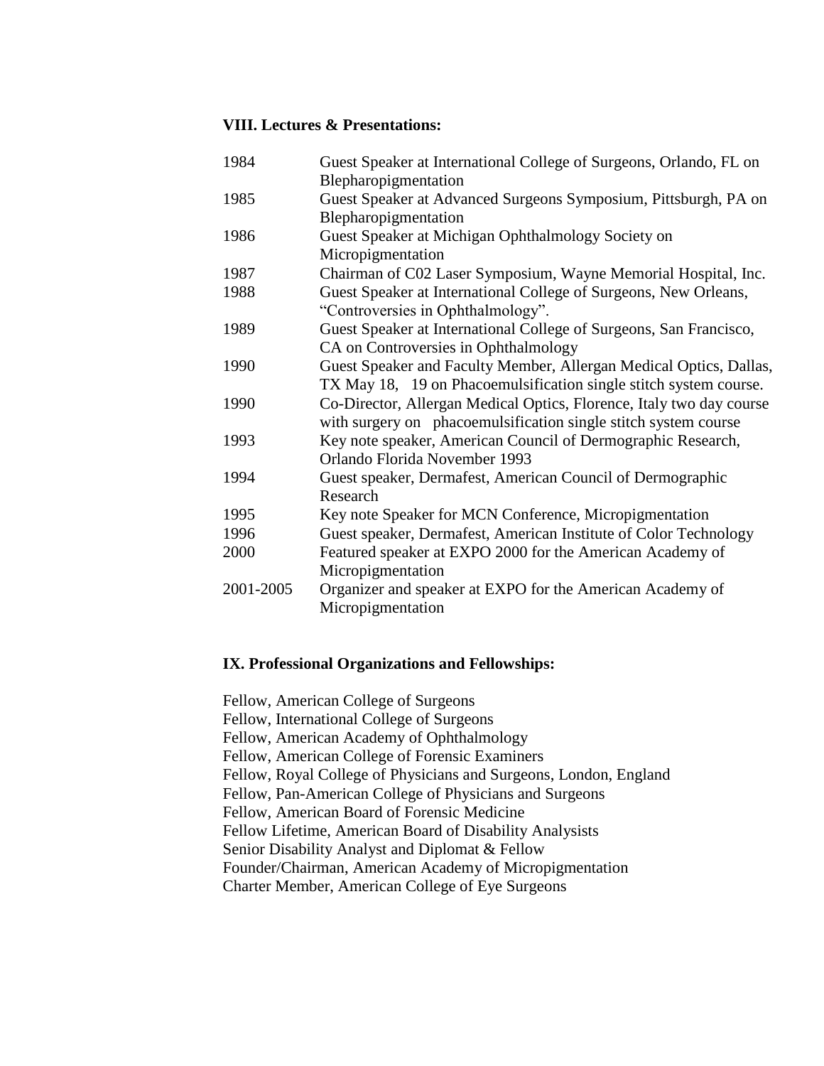### VIII. Lectures & Presentations:

| | |
|---|---|
| 1984 | Guest Speaker at International College of Surgeons, Orlando, FL on Blepharopigmentation |
| 1985 | Guest Speaker at Advanced Surgeons Symposium, Pittsburgh, PA on Blepharopigmentation |
| 1986 | Guest Speaker at Michigan Ophthalmology Society on Micropigmentation |
| 1987 | Chairman of C02 Laser Symposium, Wayne Memorial Hospital, Inc. |
| 1988 | Guest Speaker at International College of Surgeons, New Orleans, "Controversies in Ophthalmology". |
| 1989 | Guest Speaker at International College of Surgeons, San Francisco, CA on Controversies in Ophthalmology |
| 1990 | Guest Speaker and Faculty Member, Allergan Medical Optics, Dallas, TX May 18, 19 on Phacoemulsification single stitch system course. |
| 1990 | Co-Director, Allergan Medical Optics, Florence, Italy two day course with surgery on phacoemulsification single stitch system course |
| 1993 | Key note speaker, American Council of Dermographic Research, Orlando Florida November 1993 |
| 1994 | Guest speaker, Dermafest, American Council of Dermographic Research |
| 1995 | Key note Speaker for MCN Conference, Micropigmentation |
| 1996 | Guest speaker, Dermafest, American Institute of Color Technology |
| 2000 | Featured speaker at EXPO 2000 for the American Academy of Micropigmentation |
| 2001-2005 | Organizer and speaker at EXPO for the American Academy of Micropigmentation |

### IX. Professional Organizations and Fellowships:

Fellow, American College of Surgeons
Fellow, International College of Surgeons
Fellow, American Academy of Ophthalmology
Fellow, American College of Forensic Examiners
Fellow, Royal College of Physicians and Surgeons, London, England
Fellow, Pan-American College of Physicians and Surgeons
Fellow, American Board of Forensic Medicine
Fellow Lifetime, American Board of Disability Analysists
Senior Disability Analyst and Diplomat & Fellow
Founder/Chairman, American Academy of Micropigmentation
Charter Member, American College of Eye Surgeons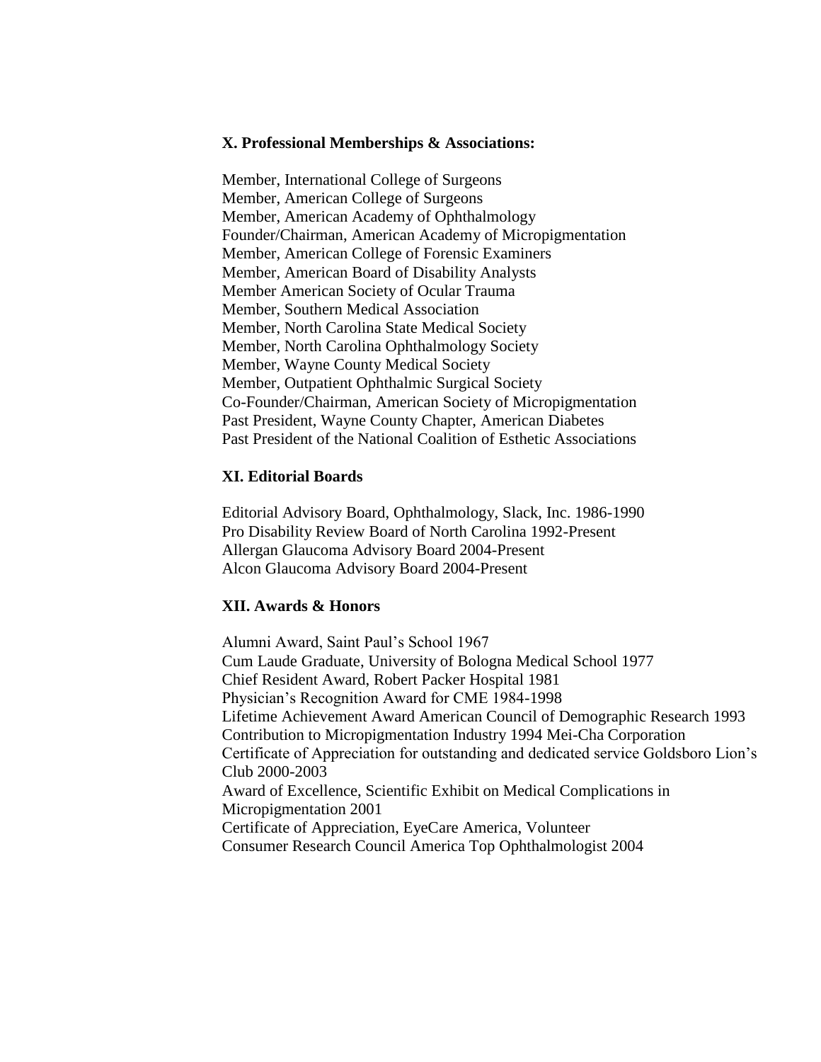**X. Professional Memberships & Associations:**

Member, International College of Surgeons
Member, American College of Surgeons
Member, American Academy of Ophthalmology
Founder/Chairman, American Academy of Micropigmentation
Member, American College of Forensic Examiners
Member, American Board of Disability Analysts
Member American Society of Ocular Trauma
Member, Southern Medical Association
Member, North Carolina State Medical Society
Member, North Carolina Ophthalmology Society
Member, Wayne County Medical Society
Member, Outpatient Ophthalmic Surgical Society
Co-Founder/Chairman, American Society of Micropigmentation
Past President, Wayne County Chapter, American Diabetes
Past President of the National Coalition of Esthetic Associations

**XI. Editorial Boards**

Editorial Advisory Board, Ophthalmology, Slack, Inc. 1986-1990
Pro Disability Review Board of North Carolina 1992-Present
Allergan Glaucoma Advisory Board 2004-Present
Alcon Glaucoma Advisory Board 2004-Present

**XII. Awards & Honors**

Alumni Award, Saint Paul's School 1967
Cum Laude Graduate, University of Bologna Medical School 1977
Chief Resident Award, Robert Packer Hospital 1981
Physician's Recognition Award for CME 1984-1998
Lifetime Achievement Award American Council of Demographic Research 1993
Contribution to Micropigmentation Industry 1994 Mei-Cha Corporation
Certificate of Appreciation for outstanding and dedicated service Goldsboro Lion's Club 2000-2003
Award of Excellence, Scientific Exhibit on Medical Complications in Micropigmentation 2001
Certificate of Appreciation, EyeCare America, Volunteer
Consumer Research Council America Top Ophthalmologist 2004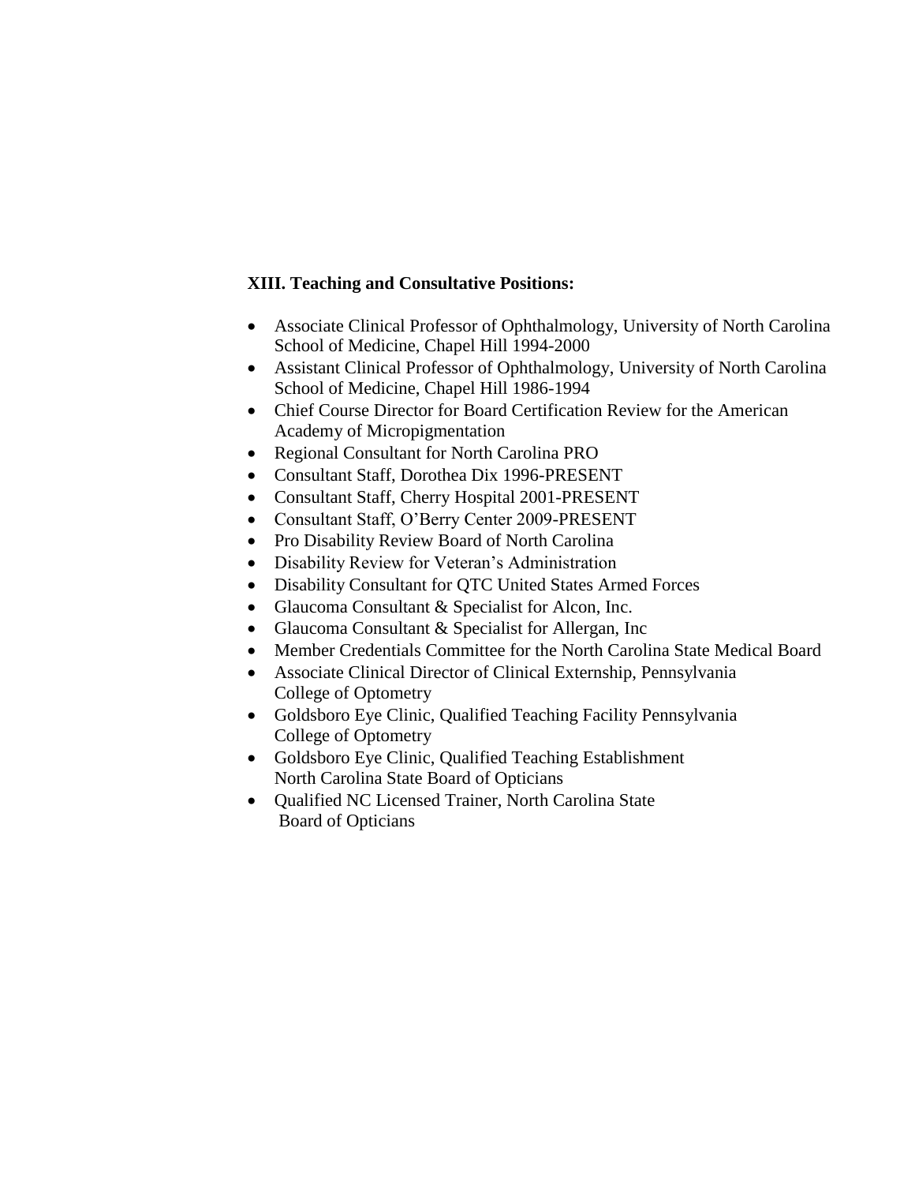**XIII. Teaching and Consultative Positions:**

- Associate Clinical Professor of Ophthalmology, University of North Carolina School of Medicine, Chapel Hill 1994-2000
- Assistant Clinical Professor of Ophthalmology, University of North Carolina School of Medicine, Chapel Hill 1986-1994
- Chief Course Director for Board Certification Review for the American Academy of Micropigmentation
- Regional Consultant for North Carolina PRO
- Consultant Staff, Dorothea Dix 1996-PRESENT
- Consultant Staff, Cherry Hospital 2001-PRESENT
- Consultant Staff, O'Berry Center 2009-PRESENT
- Pro Disability Review Board of North Carolina
- Disability Review for Veteran's Administration
- Disability Consultant for QTC United States Armed Forces
- Glaucoma Consultant & Specialist for Alcon, Inc.
- Glaucoma Consultant & Specialist for Allergan, Inc
- Member Credentials Committee for the North Carolina State Medical Board
- Associate Clinical Director of Clinical Externship, Pennsylvania College of Optometry
- Goldsboro Eye Clinic, Qualified Teaching Facility Pennsylvania College of Optometry
- Goldsboro Eye Clinic, Qualified Teaching Establishment North Carolina State Board of Opticians
- Qualified NC Licensed Trainer, North Carolina State Board of Opticians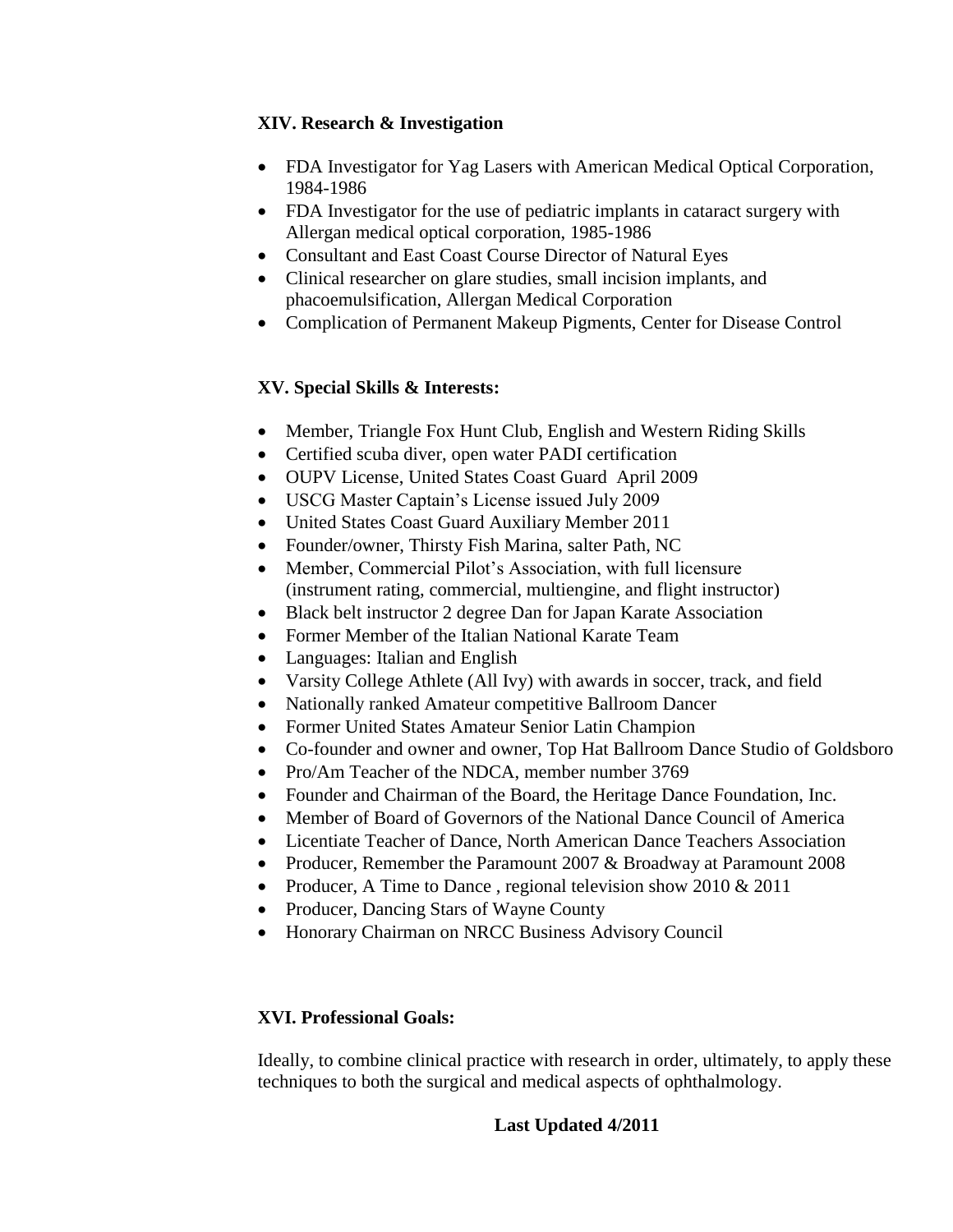**XIV. Research & Investigation**

- FDA Investigator for Yag Lasers with American Medical Optical Corporation, 1984-1986
- FDA Investigator for the use of pediatric implants in cataract surgery with Allergan medical optical corporation, 1985-1986
- Consultant and East Coast Course Director of Natural Eyes
- Clinical researcher on glare studies, small incision implants, and phacoemulsification, Allergan Medical Corporation
- Complication of Permanent Makeup Pigments, Center for Disease Control

**XV. Special Skills & Interests:**

- Member, Triangle Fox Hunt Club, English and Western Riding Skills
- Certified scuba diver, open water PADI certification
- OUPV License, United States Coast Guard April 2009
- USCG Master Captain's License issued July 2009
- United States Coast Guard Auxiliary Member 2011
- Founder/owner, Thirsty Fish Marina, salter Path, NC
- Member, Commercial Pilot's Association, with full licensure (instrument rating, commercial, multiengine, and flight instructor)
- Black belt instructor 2 degree Dan for Japan Karate Association
- Former Member of the Italian National Karate Team
- Languages: Italian and English
- Varsity College Athlete (All Ivy) with awards in soccer, track, and field
- Nationally ranked Amateur competitive Ballroom Dancer
- Former United States Amateur Senior Latin Champion
- Co-founder and owner and owner, Top Hat Ballroom Dance Studio of Goldsboro
- Pro/Am Teacher of the NDCA, member number 3769
- Founder and Chairman of the Board, the Heritage Dance Foundation, Inc.
- Member of Board of Governors of the National Dance Council of America
- Licentiate Teacher of Dance, North American Dance Teachers Association
- Producer, Remember the Paramount 2007 & Broadway at Paramount 2008
- Producer, A Time to Dance , regional television show 2010 & 2011
- Producer, Dancing Stars of Wayne County
- Honorary Chairman on NRCC Business Advisory Council

**XVI. Professional Goals:**

Ideally, to combine clinical practice with research in order, ultimately, to apply these techniques to both the surgical and medical aspects of ophthalmology.

**Last Updated 4/2011**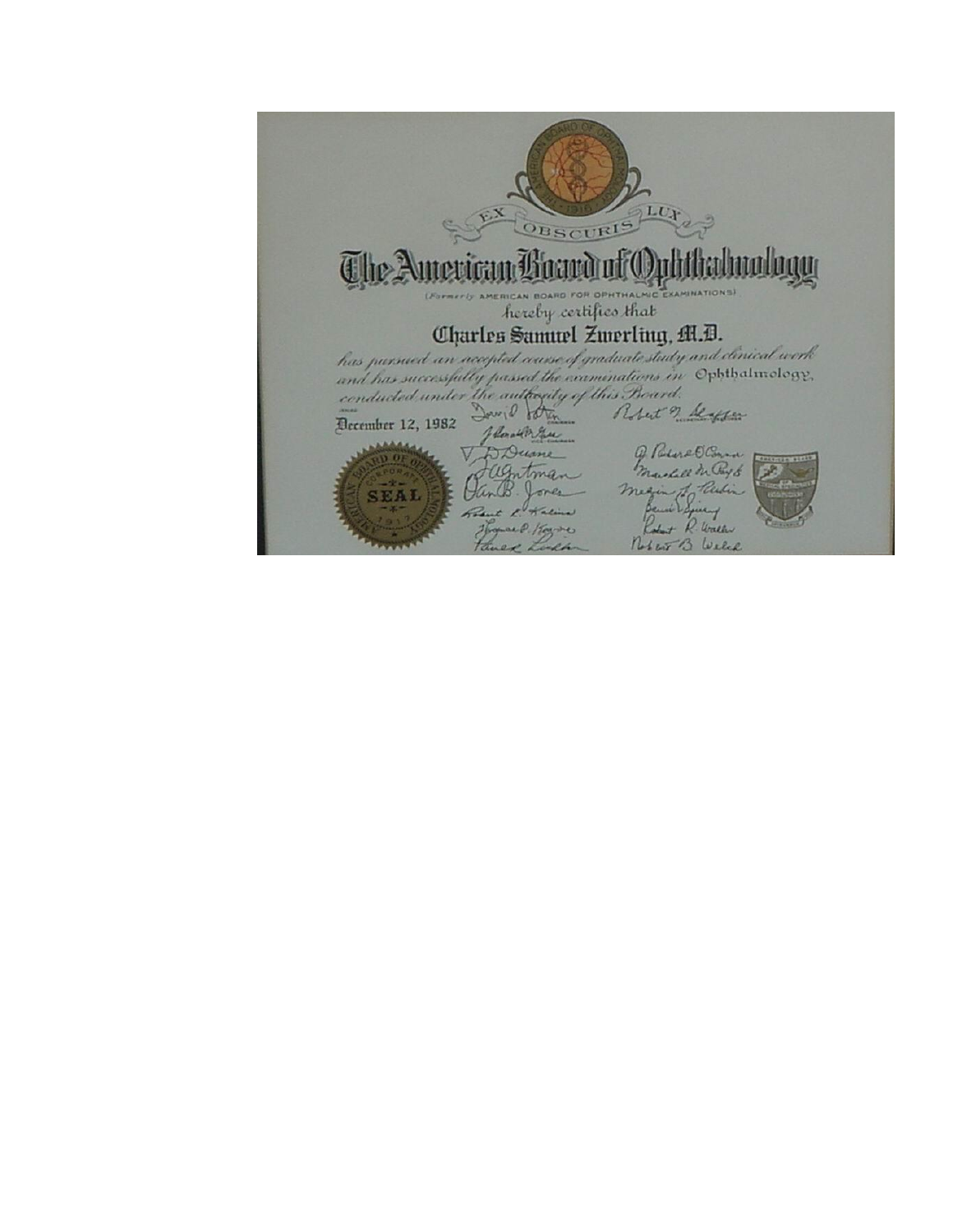EX OBSCURIS LUX

# The American Board of Ophthalmology

(Formerly AMERICAN BOARD FOR OPHTHALMIC EXAMINATIONS)

hereby certifies that

## Charles Samuel Zwerling, M.D.

has pursued an accepted course of graduate study and clinical work and has successfully passed the examinations in Ophthalmology, conducted under the authority of this Board.

December 12, 1982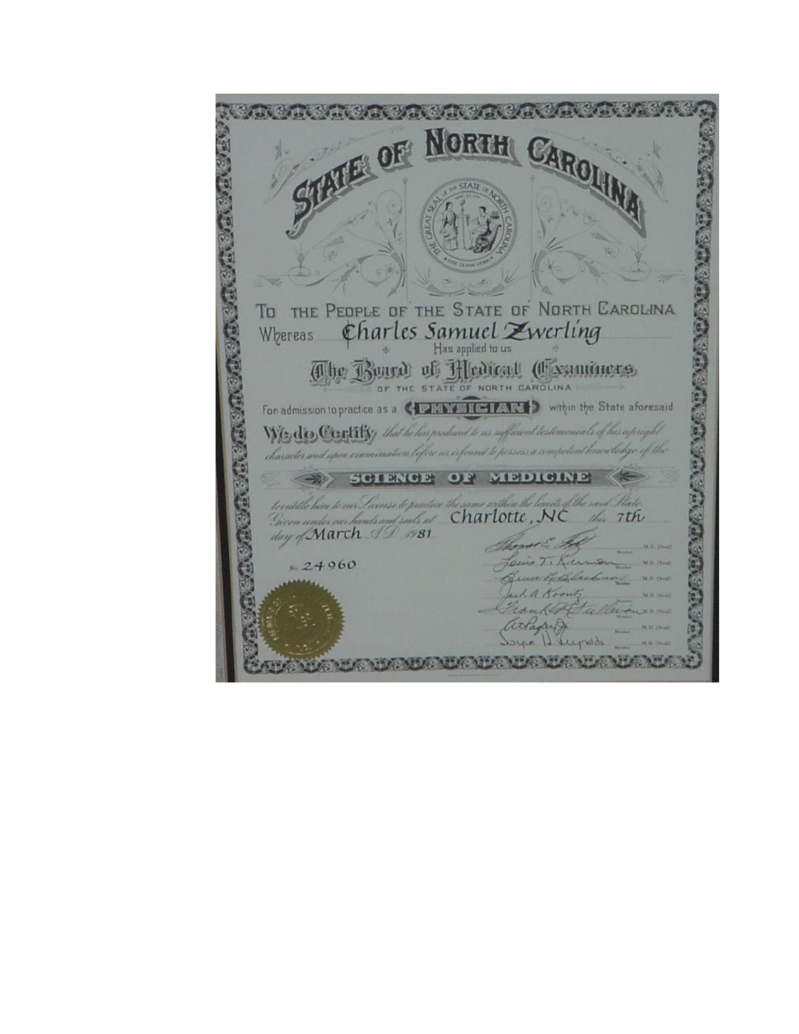# STATE OF NORTH CAROLINA

THE GREAT SEAL OF THE STATE OF NORTH CAROLINA

ESSE QUAM VIDERI

TO THE PEOPLE OF THE STATE OF NORTH CAROLINA

Whereas *Charles Samuel Zwerling*

Has applied to us

## The Board of Medical Examiners

OF THE STATE OF NORTH CAROLINA

For admission to practice as a **PHYSICIAN** within the State aforesaid

**We do Certify** *that he has produced to us sufficient testemonials of his upright character and upon examination before us is found to possess a competent knowledge of the*

**SCIENCE OF MEDICINE**

*to entitle him to our License to practice the same within the limits of the said State. Given under our hands and seals at* Charlotte, NC *this* 7th *day of* March *A.D.* 1981

No. 24960

Thomas E. Fox, Member, M.D. (Seal)

Louis T. Runion, Member, M.D. (Seal)

Bruce B. Blackmon, Member, M.D. (Seal)

Jack A. Koontz, Member, M.D. (Seal)

Frank H. Sullivan, Member, M.D. (Seal)

A. Lafar Jr., Member, M.D. (Seal)

Joyce D. Reynolds, Member, M.D. (Seal)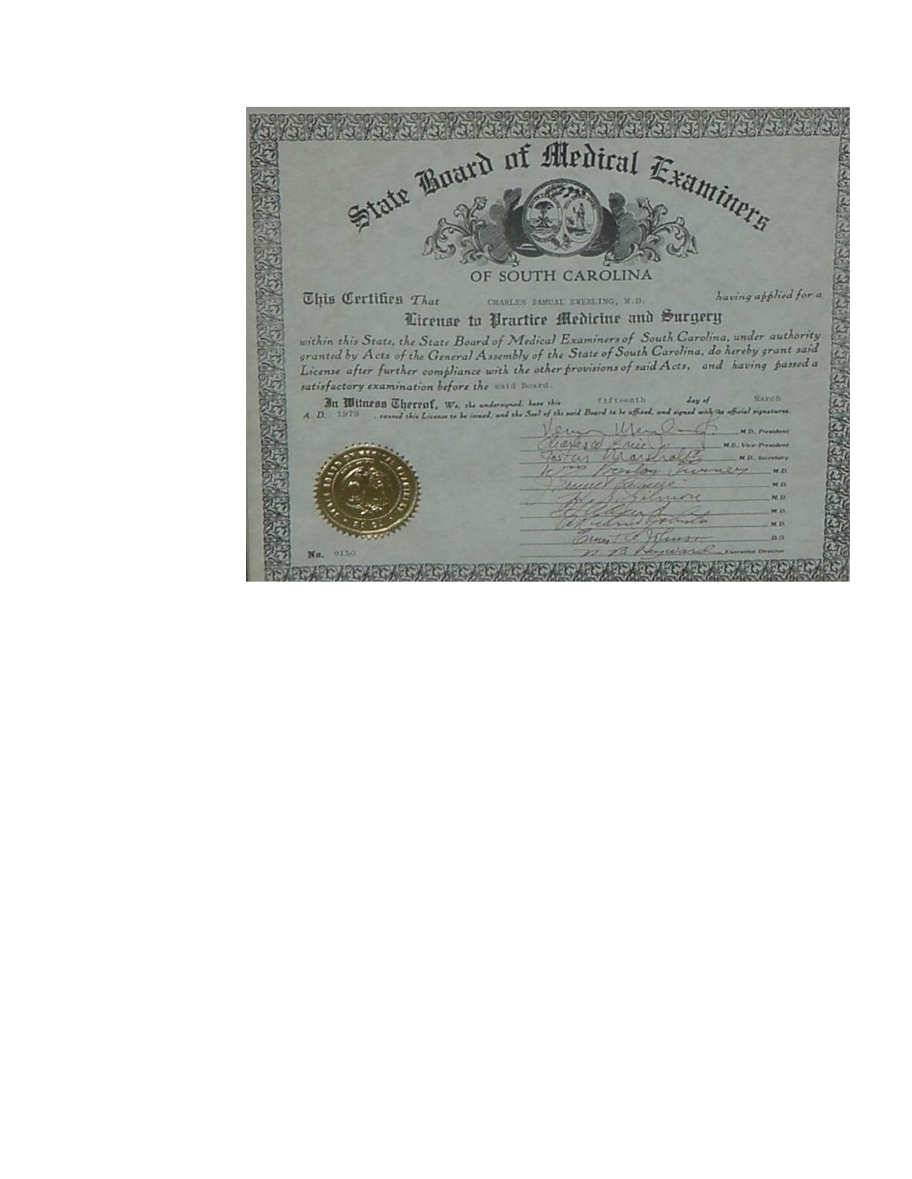# State Board of Medical Examiners

## OF SOUTH CAROLINA

**This Certifies** *That* CHARLES SAMUAL ZWERLING, M.D. *having applied for a*

**License to Practice Medicine and Surgery**

*within this State, the State Board of Medical Examiners of South Carolina, under authority granted by Acts of the General Assembly of the State of South Carolina, do hereby grant said License after further compliance with the other provisions of said Acts, and having passed a satisfactory examination before the* said Board.

**In Witness Thereof,** *We, the undersigned, have this* fifteenth *day of* March *A. D.* 1979 *, caused this License to be issued, and the Seal of the said Board to be affixed, and signed with the official signatures.*

M.D. President

M.D. Vice-President

M.D. Secretary

M.D.

M.D.

M.D.

M.D.

M.D.

D.O.

Executive Director

No. 0150